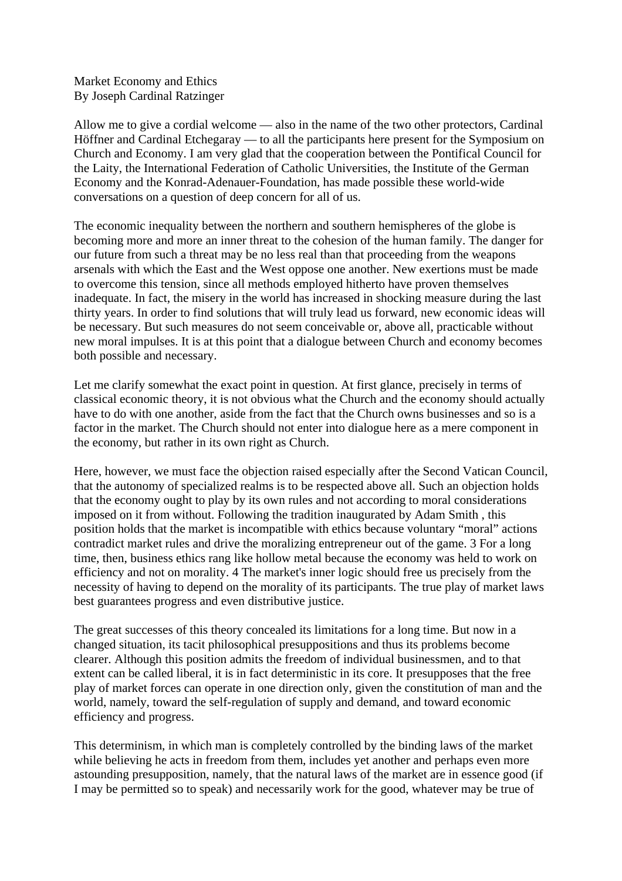Market Economy and Ethics
By Joseph Cardinal Ratzinger

Allow me to give a cordial welcome — also in the name of the two other protectors, Cardinal Höffner and Cardinal Etchegaray — to all the participants here present for the Symposium on Church and Economy. I am very glad that the cooperation between the Pontifical Council for the Laity, the International Federation of Catholic Universities, the Institute of the German Economy and the Konrad-Adenauer-Foundation, has made possible these world-wide conversations on a question of deep concern for all of us.

The economic inequality between the northern and southern hemispheres of the globe is becoming more and more an inner threat to the cohesion of the human family. The danger for our future from such a threat may be no less real than that proceeding from the weapons arsenals with which the East and the West oppose one another. New exertions must be made to overcome this tension, since all methods employed hitherto have proven themselves inadequate. In fact, the misery in the world has increased in shocking measure during the last thirty years. In order to find solutions that will truly lead us forward, new economic ideas will be necessary. But such measures do not seem conceivable or, above all, practicable without new moral impulses. It is at this point that a dialogue between Church and economy becomes both possible and necessary.

Let me clarify somewhat the exact point in question. At first glance, precisely in terms of classical economic theory, it is not obvious what the Church and the economy should actually have to do with one another, aside from the fact that the Church owns businesses and so is a factor in the market. The Church should not enter into dialogue here as a mere component in the economy, but rather in its own right as Church.

Here, however, we must face the objection raised especially after the Second Vatican Council, that the autonomy of specialized realms is to be respected above all. Such an objection holds that the economy ought to play by its own rules and not according to moral considerations imposed on it from without. Following the tradition inaugurated by Adam Smith , this position holds that the market is incompatible with ethics because voluntary "moral" actions contradict market rules and drive the moralizing entrepreneur out of the game. 3 For a long time, then, business ethics rang like hollow metal because the economy was held to work on efficiency and not on morality. 4 The market's inner logic should free us precisely from the necessity of having to depend on the morality of its participants. The true play of market laws best guarantees progress and even distributive justice.

The great successes of this theory concealed its limitations for a long time. But now in a changed situation, its tacit philosophical presuppositions and thus its problems become clearer. Although this position admits the freedom of individual businessmen, and to that extent can be called liberal, it is in fact deterministic in its core. It presupposes that the free play of market forces can operate in one direction only, given the constitution of man and the world, namely, toward the self-regulation of supply and demand, and toward economic efficiency and progress.

This determinism, in which man is completely controlled by the binding laws of the market while believing he acts in freedom from them, includes yet another and perhaps even more astounding presupposition, namely, that the natural laws of the market are in essence good (if I may be permitted so to speak) and necessarily work for the good, whatever may be true of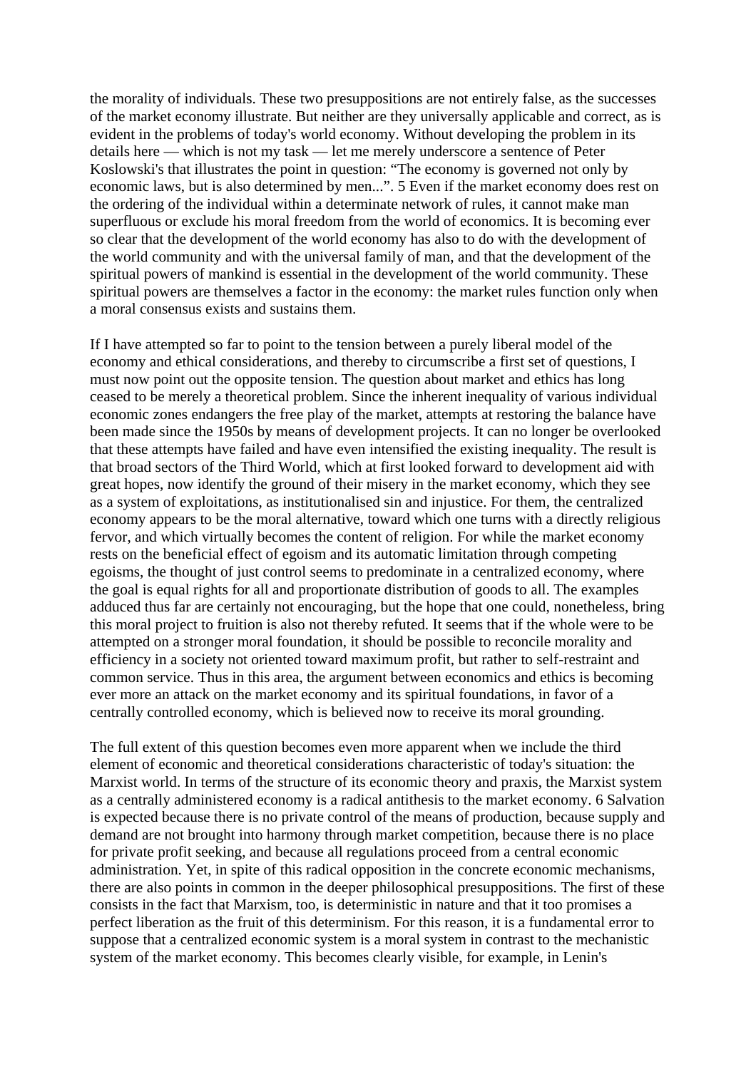the morality of individuals. These two presuppositions are not entirely false, as the successes of the market economy illustrate. But neither are they universally applicable and correct, as is evident in the problems of today's world economy. Without developing the problem in its details here — which is not my task — let me merely underscore a sentence of Peter Koslowski's that illustrates the point in question: "The economy is governed not only by economic laws, but is also determined by men...". 5 Even if the market economy does rest on the ordering of the individual within a determinate network of rules, it cannot make man superfluous or exclude his moral freedom from the world of economics. It is becoming ever so clear that the development of the world economy has also to do with the development of the world community and with the universal family of man, and that the development of the spiritual powers of mankind is essential in the development of the world community. These spiritual powers are themselves a factor in the economy: the market rules function only when a moral consensus exists and sustains them.

If I have attempted so far to point to the tension between a purely liberal model of the economy and ethical considerations, and thereby to circumscribe a first set of questions, I must now point out the opposite tension. The question about market and ethics has long ceased to be merely a theoretical problem. Since the inherent inequality of various individual economic zones endangers the free play of the market, attempts at restoring the balance have been made since the 1950s by means of development projects. It can no longer be overlooked that these attempts have failed and have even intensified the existing inequality. The result is that broad sectors of the Third World, which at first looked forward to development aid with great hopes, now identify the ground of their misery in the market economy, which they see as a system of exploitations, as institutionalised sin and injustice. For them, the centralized economy appears to be the moral alternative, toward which one turns with a directly religious fervor, and which virtually becomes the content of religion. For while the market economy rests on the beneficial effect of egoism and its automatic limitation through competing egoisms, the thought of just control seems to predominate in a centralized economy, where the goal is equal rights for all and proportionate distribution of goods to all. The examples adduced thus far are certainly not encouraging, but the hope that one could, nonetheless, bring this moral project to fruition is also not thereby refuted. It seems that if the whole were to be attempted on a stronger moral foundation, it should be possible to reconcile morality and efficiency in a society not oriented toward maximum profit, but rather to self-restraint and common service. Thus in this area, the argument between economics and ethics is becoming ever more an attack on the market economy and its spiritual foundations, in favor of a centrally controlled economy, which is believed now to receive its moral grounding.

The full extent of this question becomes even more apparent when we include the third element of economic and theoretical considerations characteristic of today's situation: the Marxist world. In terms of the structure of its economic theory and praxis, the Marxist system as a centrally administered economy is a radical antithesis to the market economy. 6 Salvation is expected because there is no private control of the means of production, because supply and demand are not brought into harmony through market competition, because there is no place for private profit seeking, and because all regulations proceed from a central economic administration. Yet, in spite of this radical opposition in the concrete economic mechanisms, there are also points in common in the deeper philosophical presuppositions. The first of these consists in the fact that Marxism, too, is deterministic in nature and that it too promises a perfect liberation as the fruit of this determinism. For this reason, it is a fundamental error to suppose that a centralized economic system is a moral system in contrast to the mechanistic system of the market economy. This becomes clearly visible, for example, in Lenin's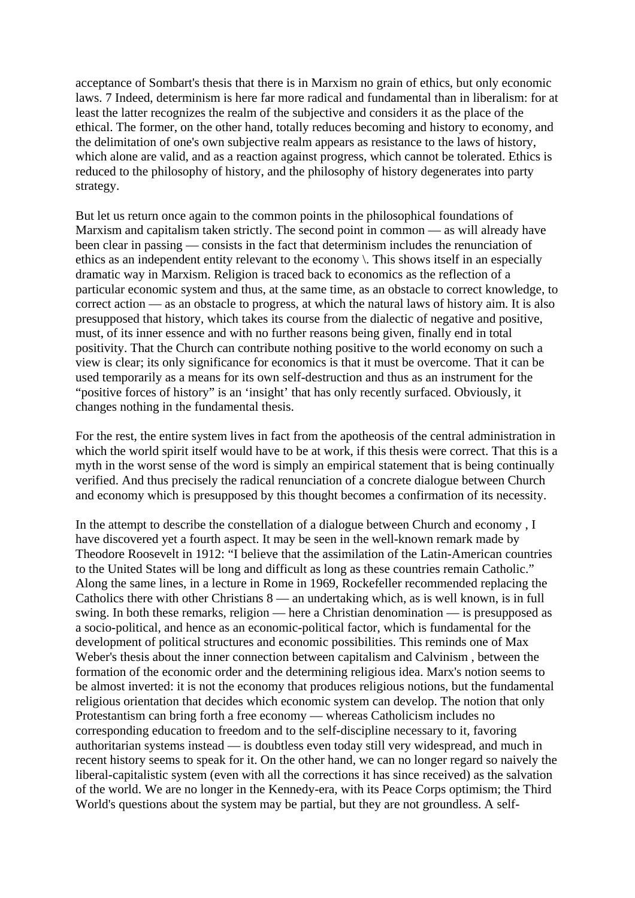acceptance of Sombart's thesis that there is in Marxism no grain of ethics, but only economic laws. 7 Indeed, determinism is here far more radical and fundamental than in liberalism: for at least the latter recognizes the realm of the subjective and considers it as the place of the ethical. The former, on the other hand, totally reduces becoming and history to economy, and the delimitation of one's own subjective realm appears as resistance to the laws of history, which alone are valid, and as a reaction against progress, which cannot be tolerated. Ethics is reduced to the philosophy of history, and the philosophy of history degenerates into party strategy.

But let us return once again to the common points in the philosophical foundations of Marxism and capitalism taken strictly. The second point in common — as will already have been clear in passing — consists in the fact that determinism includes the renunciation of ethics as an independent entity relevant to the economy \. This shows itself in an especially dramatic way in Marxism. Religion is traced back to economics as the reflection of a particular economic system and thus, at the same time, as an obstacle to correct knowledge, to correct action — as an obstacle to progress, at which the natural laws of history aim. It is also presupposed that history, which takes its course from the dialectic of negative and positive, must, of its inner essence and with no further reasons being given, finally end in total positivity. That the Church can contribute nothing positive to the world economy on such a view is clear; its only significance for economics is that it must be overcome. That it can be used temporarily as a means for its own self-destruction and thus as an instrument for the "positive forces of history" is an 'insight' that has only recently surfaced. Obviously, it changes nothing in the fundamental thesis.

For the rest, the entire system lives in fact from the apotheosis of the central administration in which the world spirit itself would have to be at work, if this thesis were correct. That this is a myth in the worst sense of the word is simply an empirical statement that is being continually verified. And thus precisely the radical renunciation of a concrete dialogue between Church and economy which is presupposed by this thought becomes a confirmation of its necessity.

In the attempt to describe the constellation of a dialogue between Church and economy , I have discovered yet a fourth aspect. It may be seen in the well-known remark made by Theodore Roosevelt in 1912: "I believe that the assimilation of the Latin-American countries to the United States will be long and difficult as long as these countries remain Catholic." Along the same lines, in a lecture in Rome in 1969, Rockefeller recommended replacing the Catholics there with other Christians 8 — an undertaking which, as is well known, is in full swing. In both these remarks, religion — here a Christian denomination — is presupposed as a socio-political, and hence as an economic-political factor, which is fundamental for the development of political structures and economic possibilities. This reminds one of Max Weber's thesis about the inner connection between capitalism and Calvinism , between the formation of the economic order and the determining religious idea. Marx's notion seems to be almost inverted: it is not the economy that produces religious notions, but the fundamental religious orientation that decides which economic system can develop. The notion that only Protestantism can bring forth a free economy — whereas Catholicism includes no corresponding education to freedom and to the self-discipline necessary to it, favoring authoritarian systems instead — is doubtless even today still very widespread, and much in recent history seems to speak for it. On the other hand, we can no longer regard so naively the liberal-capitalistic system (even with all the corrections it has since received) as the salvation of the world. We are no longer in the Kennedy-era, with its Peace Corps optimism; the Third World's questions about the system may be partial, but they are not groundless. A self-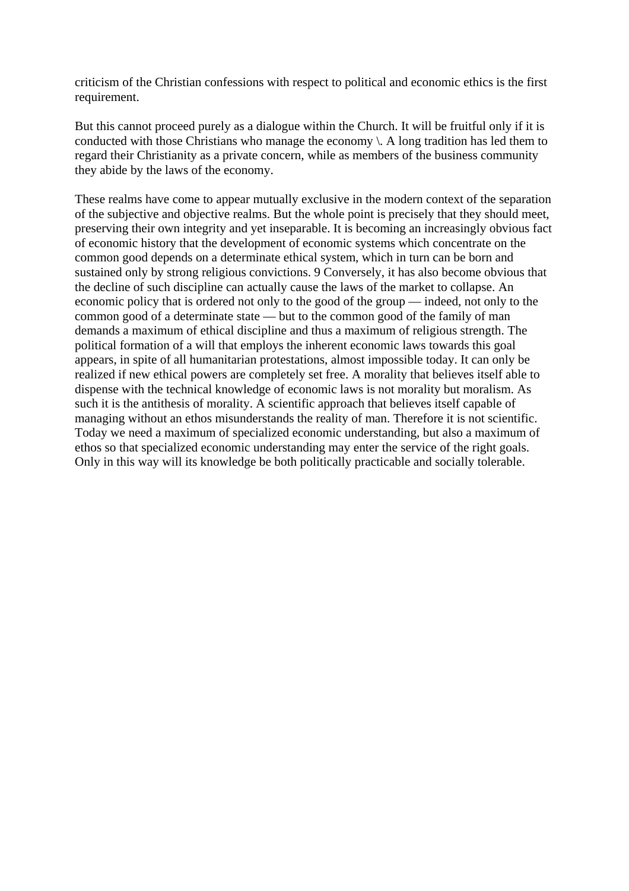criticism of the Christian confessions with respect to political and economic ethics is the first requirement.

But this cannot proceed purely as a dialogue within the Church. It will be fruitful only if it is conducted with those Christians who manage the economy \. A long tradition has led them to regard their Christianity as a private concern, while as members of the business community they abide by the laws of the economy.

These realms have come to appear mutually exclusive in the modern context of the separation of the subjective and objective realms. But the whole point is precisely that they should meet, preserving their own integrity and yet inseparable. It is becoming an increasingly obvious fact of economic history that the development of economic systems which concentrate on the common good depends on a determinate ethical system, which in turn can be born and sustained only by strong religious convictions. 9 Conversely, it has also become obvious that the decline of such discipline can actually cause the laws of the market to collapse. An economic policy that is ordered not only to the good of the group — indeed, not only to the common good of a determinate state — but to the common good of the family of man demands a maximum of ethical discipline and thus a maximum of religious strength. The political formation of a will that employs the inherent economic laws towards this goal appears, in spite of all humanitarian protestations, almost impossible today. It can only be realized if new ethical powers are completely set free. A morality that believes itself able to dispense with the technical knowledge of economic laws is not morality but moralism. As such it is the antithesis of morality. A scientific approach that believes itself capable of managing without an ethos misunderstands the reality of man. Therefore it is not scientific. Today we need a maximum of specialized economic understanding, but also a maximum of ethos so that specialized economic understanding may enter the service of the right goals. Only in this way will its knowledge be both politically practicable and socially tolerable.